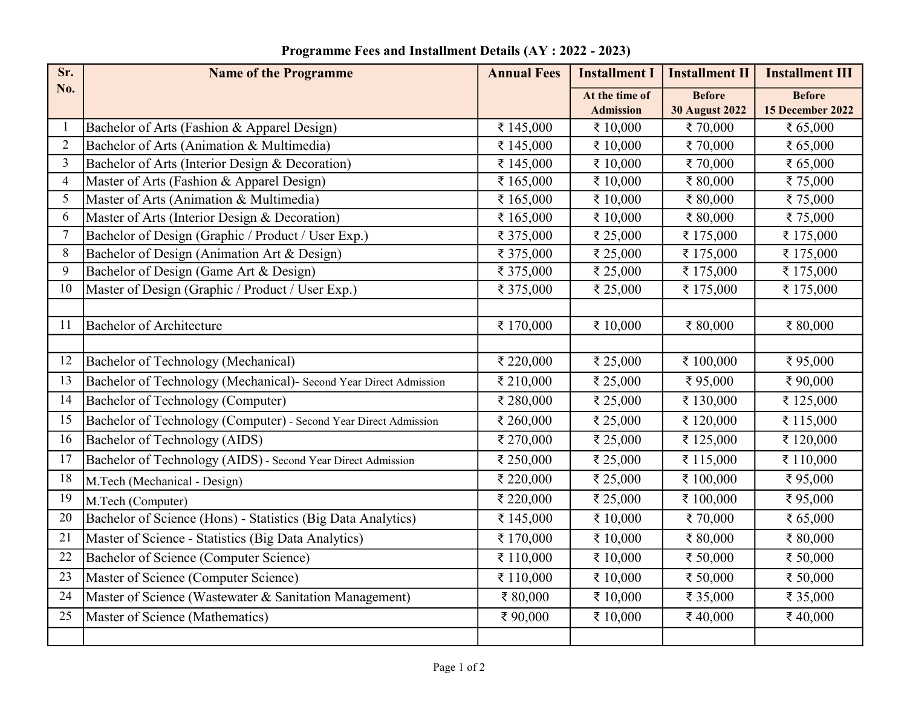## Programme Fees and Installment Details (AY : 2022 - 2023)

| Sr. No. | Name of the Programme | Annual Fees | Installment I | Installment II | Installment III |
|---|---|---|---|---|---|
| | | | At the time of Admission | Before 30 August 2022 | Before 15 December 2022 |
| 1 | Bachelor of Arts (Fashion & Apparel Design) | ₹ 145,000 | ₹ 10,000 | ₹ 70,000 | ₹ 65,000 |
| 2 | Bachelor of Arts (Animation & Multimedia) | ₹ 145,000 | ₹ 10,000 | ₹ 70,000 | ₹ 65,000 |
| 3 | Bachelor of Arts (Interior Design & Decoration) | ₹ 145,000 | ₹ 10,000 | ₹ 70,000 | ₹ 65,000 |
| 4 | Master of Arts (Fashion & Apparel Design) | ₹ 165,000 | ₹ 10,000 | ₹ 80,000 | ₹ 75,000 |
| 5 | Master of Arts (Animation & Multimedia) | ₹ 165,000 | ₹ 10,000 | ₹ 80,000 | ₹ 75,000 |
| 6 | Master of Arts (Interior Design & Decoration) | ₹ 165,000 | ₹ 10,000 | ₹ 80,000 | ₹ 75,000 |
| 7 | Bachelor of Design (Graphic / Product / User Exp.) | ₹ 375,000 | ₹ 25,000 | ₹ 175,000 | ₹ 175,000 |
| 8 | Bachelor of Design (Animation Art & Design) | ₹ 375,000 | ₹ 25,000 | ₹ 175,000 | ₹ 175,000 |
| 9 | Bachelor of Design (Game Art & Design) | ₹ 375,000 | ₹ 25,000 | ₹ 175,000 | ₹ 175,000 |
| 10 | Master of Design (Graphic / Product / User Exp.) | ₹ 375,000 | ₹ 25,000 | ₹ 175,000 | ₹ 175,000 |
| | | | | | |
| 11 | Bachelor of Architecture | ₹ 170,000 | ₹ 10,000 | ₹ 80,000 | ₹ 80,000 |
| | | | | | |
| 12 | Bachelor of Technology (Mechanical) | ₹ 220,000 | ₹ 25,000 | ₹ 100,000 | ₹ 95,000 |
| 13 | Bachelor of Technology (Mechanical)- Second Year Direct Admission | ₹ 210,000 | ₹ 25,000 | ₹ 95,000 | ₹ 90,000 |
| 14 | Bachelor of Technology (Computer) | ₹ 280,000 | ₹ 25,000 | ₹ 130,000 | ₹ 125,000 |
| 15 | Bachelor of Technology (Computer) - Second Year Direct Admission | ₹ 260,000 | ₹ 25,000 | ₹ 120,000 | ₹ 115,000 |
| 16 | Bachelor of Technology (AIDS) | ₹ 270,000 | ₹ 25,000 | ₹ 125,000 | ₹ 120,000 |
| 17 | Bachelor of Technology (AIDS) - Second Year Direct Admission | ₹ 250,000 | ₹ 25,000 | ₹ 115,000 | ₹ 110,000 |
| 18 | M.Tech (Mechanical - Design) | ₹ 220,000 | ₹ 25,000 | ₹ 100,000 | ₹ 95,000 |
| 19 | M.Tech (Computer) | ₹ 220,000 | ₹ 25,000 | ₹ 100,000 | ₹ 95,000 |
| 20 | Bachelor of Science (Hons) - Statistics (Big Data Analytics) | ₹ 145,000 | ₹ 10,000 | ₹ 70,000 | ₹ 65,000 |
| 21 | Master of Science - Statistics (Big Data Analytics) | ₹ 170,000 | ₹ 10,000 | ₹ 80,000 | ₹ 80,000 |
| 22 | Bachelor of Science (Computer Science) | ₹ 110,000 | ₹ 10,000 | ₹ 50,000 | ₹ 50,000 |
| 23 | Master of Science (Computer Science) | ₹ 110,000 | ₹ 10,000 | ₹ 50,000 | ₹ 50,000 |
| 24 | Master of Science (Wastewater & Sanitation Management) | ₹ 80,000 | ₹ 10,000 | ₹ 35,000 | ₹ 35,000 |
| 25 | Master of Science (Mathematics) | ₹ 90,000 | ₹ 10,000 | ₹ 40,000 | ₹ 40,000 |
| | | | | | |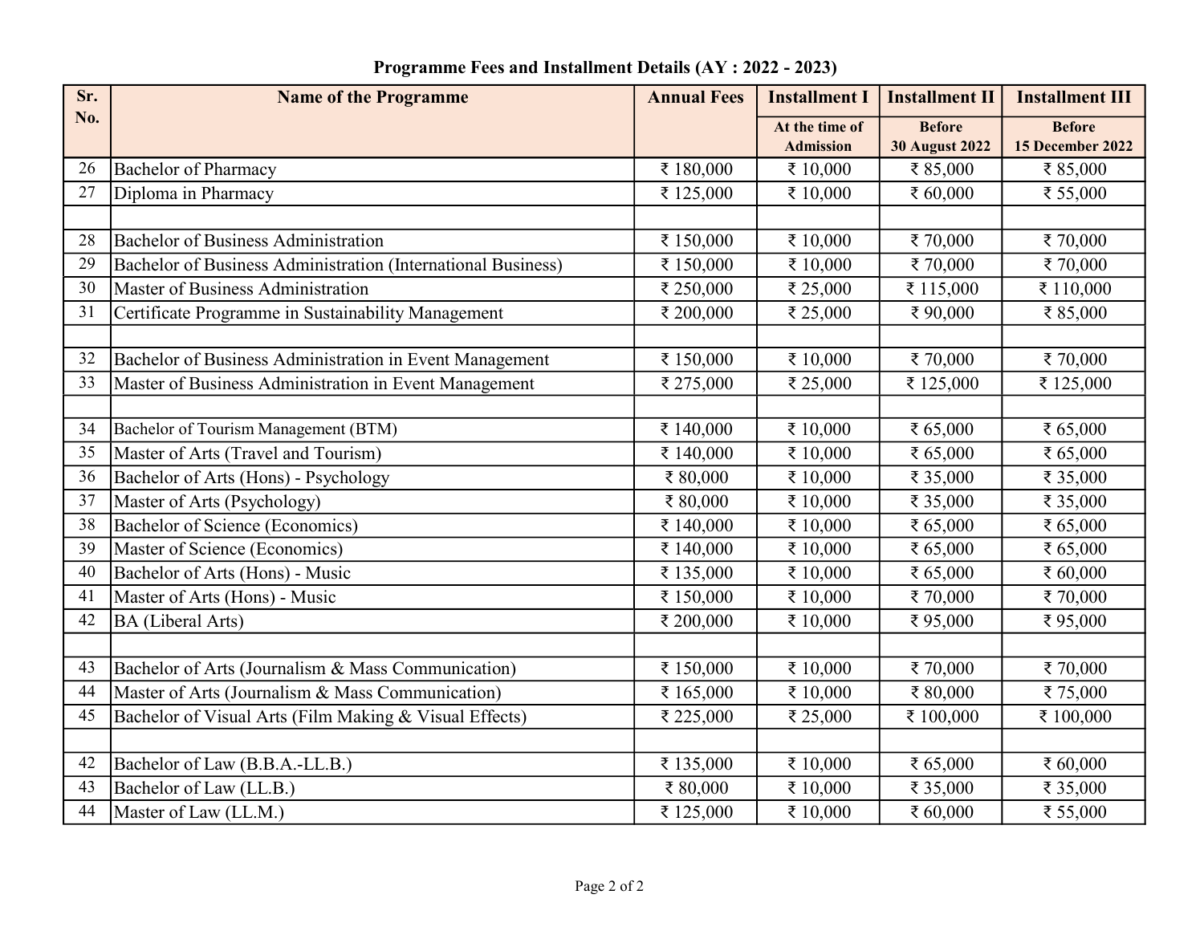## Programme Fees and Installment Details (AY : 2022 - 2023)

| Sr. No. | Name of the Programme | Annual Fees | Installment I | Installment II | Installment III |
|---|---|---|---|---|---|
| | | | At the time of Admission | Before 30 August 2022 | Before 15 December 2022 |
| 26 | Bachelor of Pharmacy | ₹ 180,000 | ₹ 10,000 | ₹ 85,000 | ₹ 85,000 |
| 27 | Diploma in Pharmacy | ₹ 125,000 | ₹ 10,000 | ₹ 60,000 | ₹ 55,000 |
| | | | | | |
| 28 | Bachelor of Business Administration | ₹ 150,000 | ₹ 10,000 | ₹ 70,000 | ₹ 70,000 |
| 29 | Bachelor of Business Administration (International Business) | ₹ 150,000 | ₹ 10,000 | ₹ 70,000 | ₹ 70,000 |
| 30 | Master of Business Administration | ₹ 250,000 | ₹ 25,000 | ₹ 115,000 | ₹ 110,000 |
| 31 | Certificate Programme in Sustainability Management | ₹ 200,000 | ₹ 25,000 | ₹ 90,000 | ₹ 85,000 |
| | | | | | |
| 32 | Bachelor of Business Administration in Event Management | ₹ 150,000 | ₹ 10,000 | ₹ 70,000 | ₹ 70,000 |
| 33 | Master of Business Administration in Event Management | ₹ 275,000 | ₹ 25,000 | ₹ 125,000 | ₹ 125,000 |
| | | | | | |
| 34 | Bachelor of Tourism Management (BTM) | ₹ 140,000 | ₹ 10,000 | ₹ 65,000 | ₹ 65,000 |
| 35 | Master of Arts (Travel and Tourism) | ₹ 140,000 | ₹ 10,000 | ₹ 65,000 | ₹ 65,000 |
| 36 | Bachelor of Arts (Hons) - Psychology | ₹ 80,000 | ₹ 10,000 | ₹ 35,000 | ₹ 35,000 |
| 37 | Master of Arts (Psychology) | ₹ 80,000 | ₹ 10,000 | ₹ 35,000 | ₹ 35,000 |
| 38 | Bachelor of Science (Economics) | ₹ 140,000 | ₹ 10,000 | ₹ 65,000 | ₹ 65,000 |
| 39 | Master of Science (Economics) | ₹ 140,000 | ₹ 10,000 | ₹ 65,000 | ₹ 65,000 |
| 40 | Bachelor of Arts (Hons) - Music | ₹ 135,000 | ₹ 10,000 | ₹ 65,000 | ₹ 60,000 |
| 41 | Master of Arts (Hons) - Music | ₹ 150,000 | ₹ 10,000 | ₹ 70,000 | ₹ 70,000 |
| 42 | BA (Liberal Arts) | ₹ 200,000 | ₹ 10,000 | ₹ 95,000 | ₹ 95,000 |
| | | | | | |
| 43 | Bachelor of Arts (Journalism & Mass Communication) | ₹ 150,000 | ₹ 10,000 | ₹ 70,000 | ₹ 70,000 |
| 44 | Master of Arts (Journalism & Mass Communication) | ₹ 165,000 | ₹ 10,000 | ₹ 80,000 | ₹ 75,000 |
| 45 | Bachelor of Visual Arts (Film Making & Visual Effects) | ₹ 225,000 | ₹ 25,000 | ₹ 100,000 | ₹ 100,000 |
| | | | | | |
| 42 | Bachelor of Law (B.B.A.-LL.B.) | ₹ 135,000 | ₹ 10,000 | ₹ 65,000 | ₹ 60,000 |
| 43 | Bachelor of Law (LL.B.) | ₹ 80,000 | ₹ 10,000 | ₹ 35,000 | ₹ 35,000 |
| 44 | Master of Law (LL.M.) | ₹ 125,000 | ₹ 10,000 | ₹ 60,000 | ₹ 55,000 |